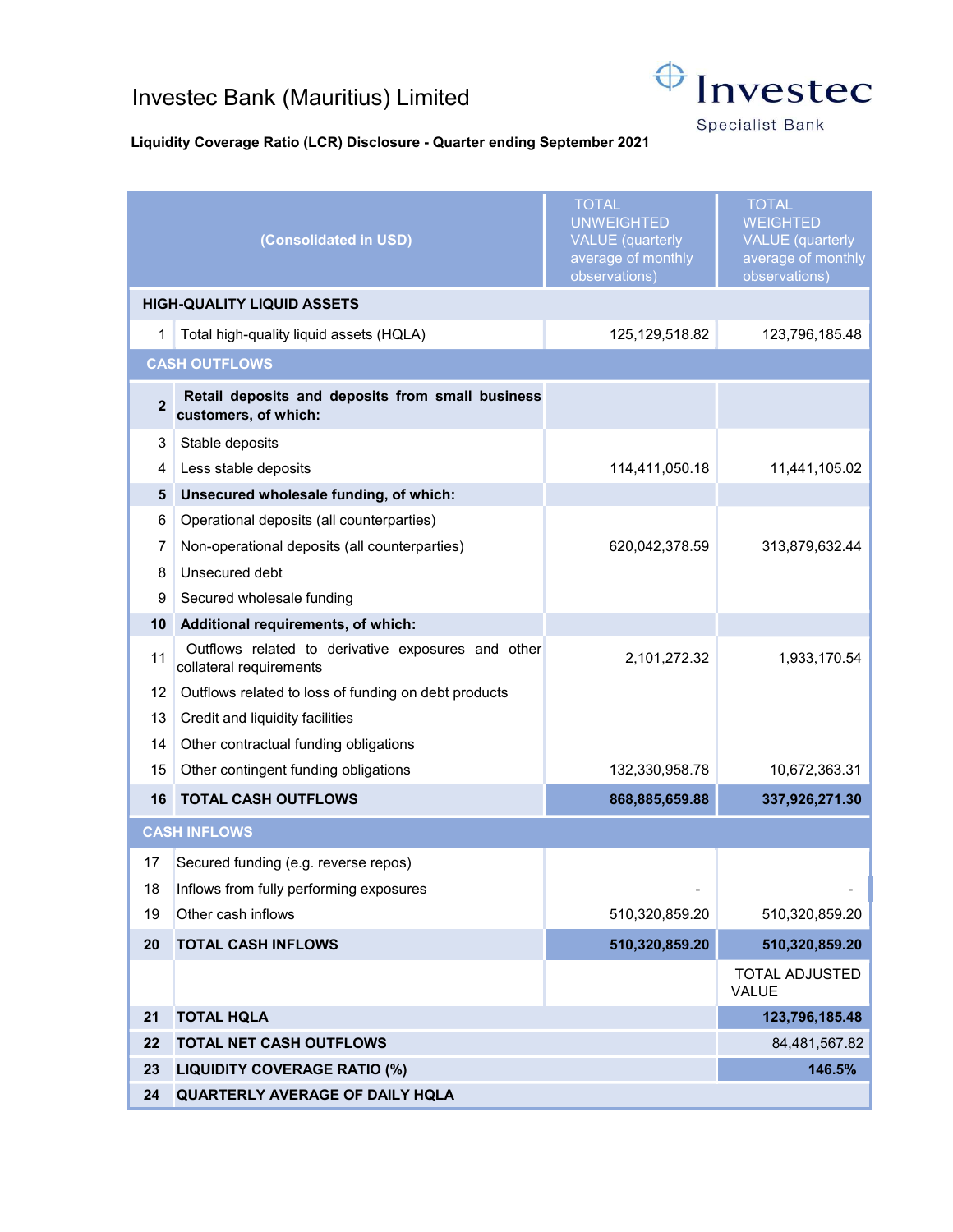# Investec Bank (Mauritius) Limited

Investec Specialist Bank

**Liquidity Coverage Ratio (LCR) Disclosure - Quarter ending September 2021**

| | (Consolidated in USD) | TOTAL UNWEIGHTED VALUE (quarterly average of monthly observations) | TOTAL WEIGHTED VALUE (quarterly average of monthly observations) |
|---|---|---|---|
| | **HIGH-QUALITY LIQUID ASSETS** | | |
| 1 | Total high-quality liquid assets (HQLA) | 125,129,518.82 | 123,796,185.48 |
| | **CASH OUTFLOWS** | | |
| **2** | **Retail deposits and deposits from small business customers, of which:** | | |
| 3 | Stable deposits | | |
| 4 | Less stable deposits | 114,411,050.18 | 11,441,105.02 |
| **5** | **Unsecured wholesale funding, of which:** | | |
| 6 | Operational deposits (all counterparties) | | |
| 7 | Non-operational deposits (all counterparties) | 620,042,378.59 | 313,879,632.44 |
| 8 | Unsecured debt | | |
| 9 | Secured wholesale funding | | |
| **10** | **Additional requirements, of which:** | | |
| 11 | Outflows related to derivative exposures and other collateral requirements | 2,101,272.32 | 1,933,170.54 |
| 12 | Outflows related to loss of funding on debt products | | |
| 13 | Credit and liquidity facilities | | |
| 14 | Other contractual funding obligations | | |
| 15 | Other contingent funding obligations | 132,330,958.78 | 10,672,363.31 |
| **16** | **TOTAL CASH OUTFLOWS** | **868,885,659.88** | **337,926,271.30** |
| | **CASH INFLOWS** | | |
| 17 | Secured funding (e.g. reverse repos) | | |
| 18 | Inflows from fully performing exposures | - | - |
| 19 | Other cash inflows | 510,320,859.20 | 510,320,859.20 |
| **20** | **TOTAL CASH INFLOWS** | **510,320,859.20** | **510,320,859.20** |
| | | | TOTAL ADJUSTED VALUE |
| **21** | **TOTAL HQLA** | | **123,796,185.48** |
| **22** | **TOTAL NET CASH OUTFLOWS** | | 84,481,567.82 |
| **23** | **LIQUIDITY COVERAGE RATIO (%)** | | **146.5%** |
| **24** | **QUARTERLY AVERAGE OF DAILY HQLA** | | |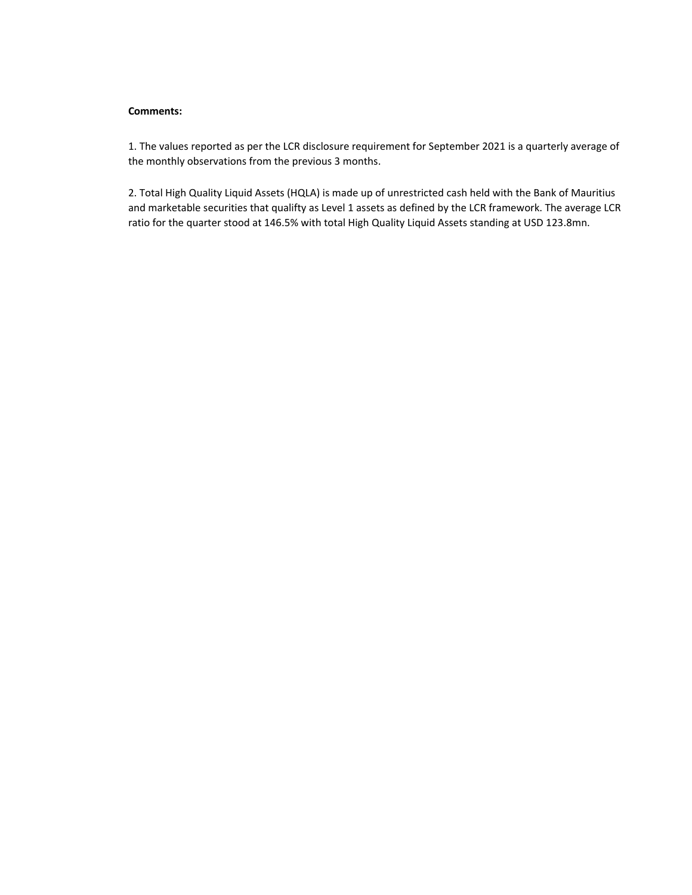**Comments:**

1. The values reported as per the LCR disclosure requirement for September 2021 is a quarterly average of the monthly observations from the previous 3 months.

2. Total High Quality Liquid Assets (HQLA) is made up of unrestricted cash held with the Bank of Mauritius and marketable securities that qualifty as Level 1 assets as defined by the LCR framework. The average LCR ratio for the quarter stood at 146.5% with total High Quality Liquid Assets standing at USD 123.8mn.